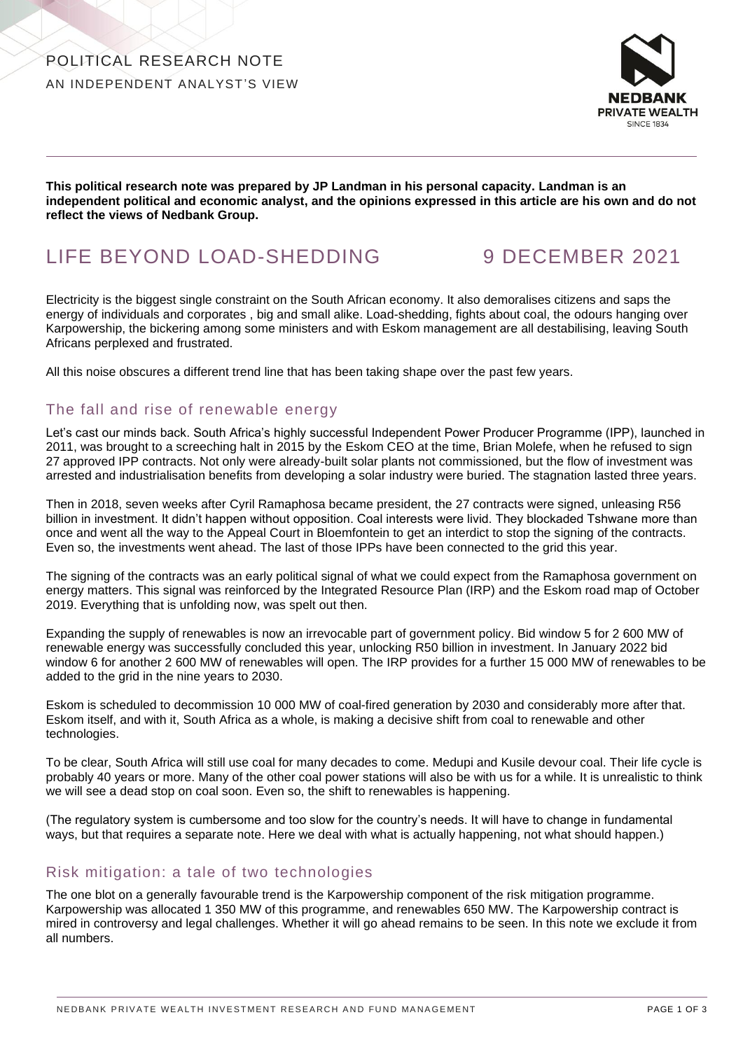POLITICAL RESEARCH NOTE

AN INDEPENDENT ANALYST'S VIEW

**This political research note was prepared by JP Landman in his personal capacity. Landman is an independent political and economic analyst, and the opinions expressed in this article are his own and do not reflect the views of Nedbank Group.**

# LIFE BEYOND LOAD-SHEDDING 9 DECEMBER 2021

Electricity is the biggest single constraint on the South African economy. It also demoralises citizens and saps the energy of individuals and corporates , big and small alike. Load-shedding, fights about coal, the odours hanging over Karpowership, the bickering among some ministers and with Eskom management are all destabilising, leaving South Africans perplexed and frustrated.

All this noise obscures a different trend line that has been taking shape over the past few years.

## The fall and rise of renewable energy

Let's cast our minds back. South Africa's highly successful Independent Power Producer Programme (IPP), launched in 2011, was brought to a screeching halt in 2015 by the Eskom CEO at the time, Brian Molefe, when he refused to sign 27 approved IPP contracts. Not only were already-built solar plants not commissioned, but the flow of investment was arrested and industrialisation benefits from developing a solar industry were buried. The stagnation lasted three years.

Then in 2018, seven weeks after Cyril Ramaphosa became president, the 27 contracts were signed, unleasing R56 billion in investment. It didn't happen without opposition. Coal interests were livid. They blockaded Tshwane more than once and went all the way to the Appeal Court in Bloemfontein to get an interdict to stop the signing of the contracts. Even so, the investments went ahead. The last of those IPPs have been connected to the grid this year.

The signing of the contracts was an early political signal of what we could expect from the Ramaphosa government on energy matters. This signal was reinforced by the Integrated Resource Plan (IRP) and the Eskom road map of October 2019. Everything that is unfolding now, was spelt out then.

Expanding the supply of renewables is now an irrevocable part of government policy. Bid window 5 for 2 600 MW of renewable energy was successfully concluded this year, unlocking R50 billion in investment. In January 2022 bid window 6 for another 2 600 MW of renewables will open. The IRP provides for a further 15 000 MW of renewables to be added to the grid in the nine years to 2030.

Eskom is scheduled to decommission 10 000 MW of coal-fired generation by 2030 and considerably more after that. Eskom itself, and with it, South Africa as a whole, is making a decisive shift from coal to renewable and other technologies.

To be clear, South Africa will still use coal for many decades to come. Medupi and Kusile devour coal. Their life cycle is probably 40 years or more. Many of the other coal power stations will also be with us for a while. It is unrealistic to think we will see a dead stop on coal soon. Even so, the shift to renewables is happening.

(The regulatory system is cumbersome and too slow for the country's needs. It will have to change in fundamental ways, but that requires a separate note. Here we deal with what is actually happening, not what should happen.)

## Risk mitigation: a tale of two technologies

The one blot on a generally favourable trend is the Karpowership component of the risk mitigation programme. Karpowership was allocated 1 350 MW of this programme, and renewables 650 MW. The Karpowership contract is mired in controversy and legal challenges. Whether it will go ahead remains to be seen. In this note we exclude it from all numbers.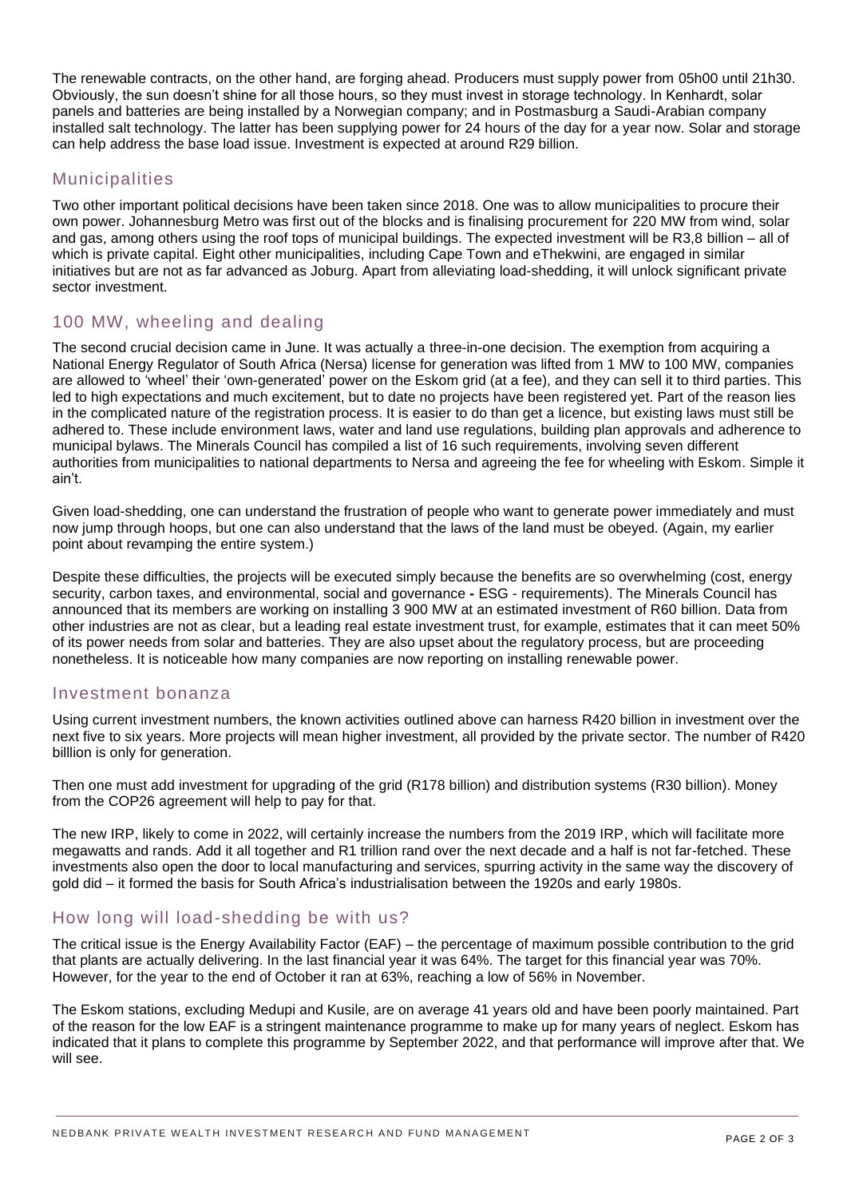The renewable contracts, on the other hand, are forging ahead. Producers must supply power from 05h00 until 21h30. Obviously, the sun doesn't shine for all those hours, so they must invest in storage technology. In Kenhardt, solar panels and batteries are being installed by a Norwegian company; and in Postmasburg a Saudi-Arabian company installed salt technology. The latter has been supplying power for 24 hours of the day for a year now. Solar and storage can help address the base load issue. Investment is expected at around R29 billion.

## Municipalities

Two other important political decisions have been taken since 2018. One was to allow municipalities to procure their own power. Johannesburg Metro was first out of the blocks and is finalising procurement for 220 MW from wind, solar and gas, among others using the roof tops of municipal buildings. The expected investment will be R3,8 billion – all of which is private capital. Eight other municipalities, including Cape Town and eThekwini, are engaged in similar initiatives but are not as far advanced as Joburg. Apart from alleviating load-shedding, it will unlock significant private sector investment.

## 100 MW, wheeling and dealing

The second crucial decision came in June. It was actually a three-in-one decision. The exemption from acquiring a National Energy Regulator of South Africa (Nersa) license for generation was lifted from 1 MW to 100 MW, companies are allowed to 'wheel' their 'own-generated' power on the Eskom grid (at a fee), and they can sell it to third parties. This led to high expectations and much excitement, but to date no projects have been registered yet. Part of the reason lies in the complicated nature of the registration process. It is easier to do than get a licence, but existing laws must still be adhered to. These include environment laws, water and land use regulations, building plan approvals and adherence to municipal bylaws. The Minerals Council has compiled a list of 16 such requirements, involving seven different authorities from municipalities to national departments to Nersa and agreeing the fee for wheeling with Eskom. Simple it ain't.

Given load-shedding, one can understand the frustration of people who want to generate power immediately and must now jump through hoops, but one can also understand that the laws of the land must be obeyed. (Again, my earlier point about revamping the entire system.)

Despite these difficulties, the projects will be executed simply because the benefits are so overwhelming (cost, energy security, carbon taxes, and environmental, social and governance **-** ESG - requirements). The Minerals Council has announced that its members are working on installing 3 900 MW at an estimated investment of R60 billion. Data from other industries are not as clear, but a leading real estate investment trust, for example, estimates that it can meet 50% of its power needs from solar and batteries. They are also upset about the regulatory process, but are proceeding nonetheless. It is noticeable how many companies are now reporting on installing renewable power.

## Investment bonanza

Using current investment numbers, the known activities outlined above can harness R420 billion in investment over the next five to six years. More projects will mean higher investment, all provided by the private sector. The number of R420 billlion is only for generation.

Then one must add investment for upgrading of the grid (R178 billion) and distribution systems (R30 billion). Money from the COP26 agreement will help to pay for that.

The new IRP, likely to come in 2022, will certainly increase the numbers from the 2019 IRP, which will facilitate more megawatts and rands. Add it all together and R1 trillion rand over the next decade and a half is not far-fetched. These investments also open the door to local manufacturing and services, spurring activity in the same way the discovery of gold did – it formed the basis for South Africa's industrialisation between the 1920s and early 1980s.

## How long will load-shedding be with us?

The critical issue is the Energy Availability Factor (EAF) – the percentage of maximum possible contribution to the grid that plants are actually delivering. In the last financial year it was 64%. The target for this financial year was 70%. However, for the year to the end of October it ran at 63%, reaching a low of 56% in November.

The Eskom stations, excluding Medupi and Kusile, are on average 41 years old and have been poorly maintained. Part of the reason for the low EAF is a stringent maintenance programme to make up for many years of neglect. Eskom has indicated that it plans to complete this programme by September 2022, and that performance will improve after that. We will see.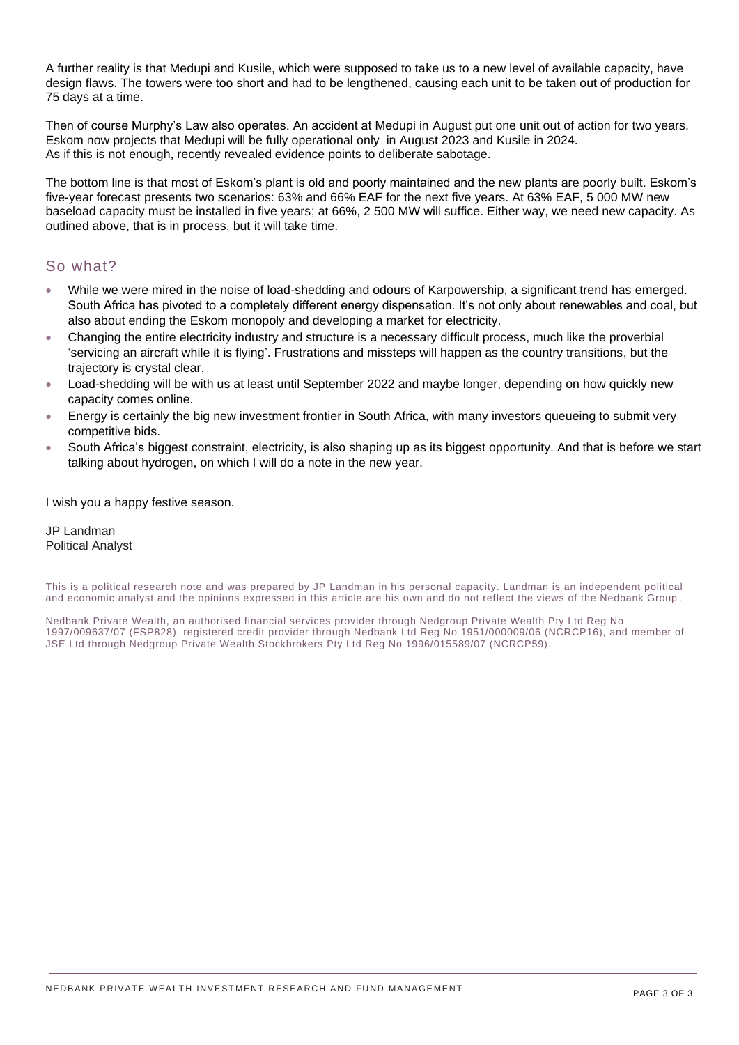A further reality is that Medupi and Kusile, which were supposed to take us to a new level of available capacity, have design flaws. The towers were too short and had to be lengthened, causing each unit to be taken out of production for 75 days at a time.

Then of course Murphy's Law also operates. An accident at Medupi in August put one unit out of action for two years. Eskom now projects that Medupi will be fully operational only in August 2023 and Kusile in 2024.
As if this is not enough, recently revealed evidence points to deliberate sabotage.

The bottom line is that most of Eskom's plant is old and poorly maintained and the new plants are poorly built. Eskom's five-year forecast presents two scenarios: 63% and 66% EAF for the next five years. At 63% EAF, 5 000 MW new baseload capacity must be installed in five years; at 66%, 2 500 MW will suffice. Either way, we need new capacity. As outlined above, that is in process, but it will take time.

## So what?

- While we were mired in the noise of load-shedding and odours of Karpowership, a significant trend has emerged. South Africa has pivoted to a completely different energy dispensation. It's not only about renewables and coal, but also about ending the Eskom monopoly and developing a market for electricity.
- Changing the entire electricity industry and structure is a necessary difficult process, much like the proverbial 'servicing an aircraft while it is flying'. Frustrations and missteps will happen as the country transitions, but the trajectory is crystal clear.
- Load-shedding will be with us at least until September 2022 and maybe longer, depending on how quickly new capacity comes online.
- Energy is certainly the big new investment frontier in South Africa, with many investors queueing to submit very competitive bids.
- South Africa's biggest constraint, electricity, is also shaping up as its biggest opportunity. And that is before we start talking about hydrogen, on which I will do a note in the new year.

I wish you a happy festive season.

JP Landman
Political Analyst

This is a political research note and was prepared by JP Landman in his personal capacity. Landman is an independent political and economic analyst and the opinions expressed in this article are his own and do not reflect the views of the Nedbank Group.

Nedbank Private Wealth, an authorised financial services provider through Nedgroup Private Wealth Pty Ltd Reg No 1997/009637/07 (FSP828), registered credit provider through Nedbank Ltd Reg No 1951/000009/06 (NCRCP16), and member of JSE Ltd through Nedgroup Private Wealth Stockbrokers Pty Ltd Reg No 1996/015589/07 (NCRCP59).